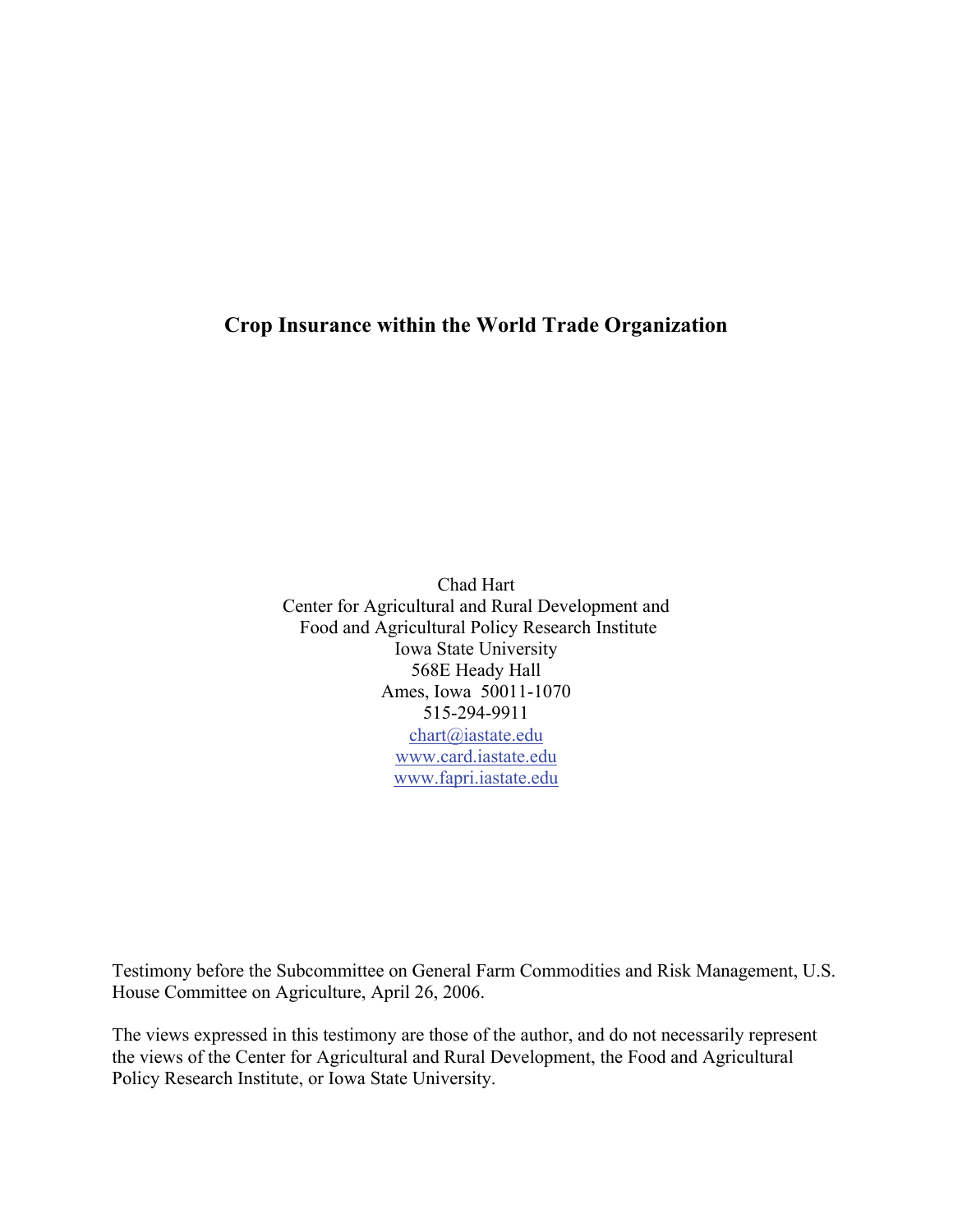# Crop Insurance within the World Trade Organization

Chad Hart  
Center for Agricultural and Rural Development and  
Food and Agricultural Policy Research Institute  
Iowa State University  
568E Heady Hall  
Ames, Iowa 50011-1070  
515-294-9911  
chart@iastate.edu  
www.card.iastate.edu  
www.fapri.iastate.edu

Testimony before the Subcommittee on General Farm Commodities and Risk Management, U.S. House Committee on Agriculture, April 26, 2006.

The views expressed in this testimony are those of the author, and do not necessarily represent the views of the Center for Agricultural and Rural Development, the Food and Agricultural Policy Research Institute, or Iowa State University.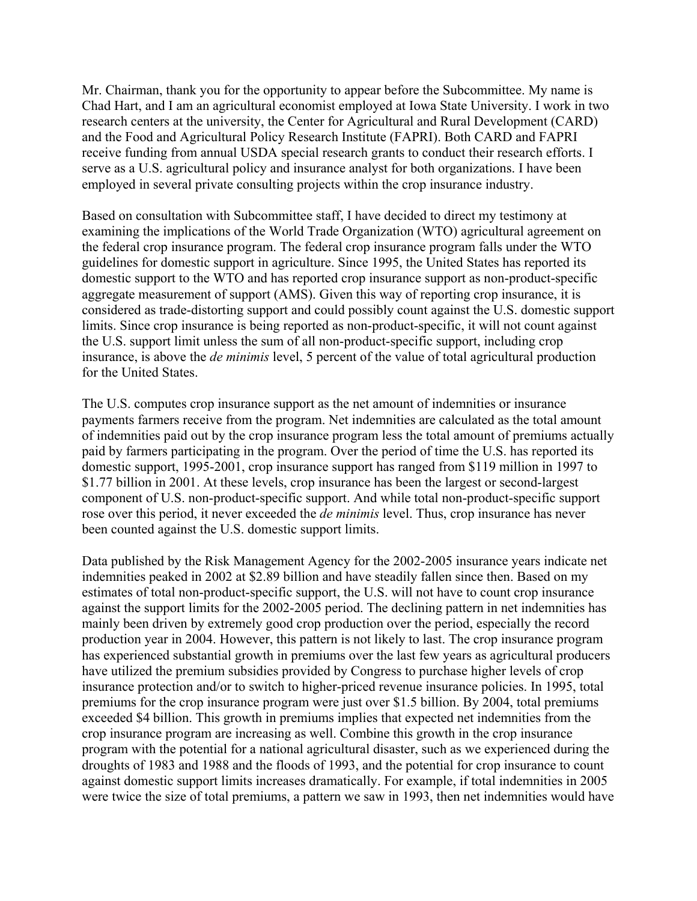Mr. Chairman, thank you for the opportunity to appear before the Subcommittee. My name is Chad Hart, and I am an agricultural economist employed at Iowa State University. I work in two research centers at the university, the Center for Agricultural and Rural Development (CARD) and the Food and Agricultural Policy Research Institute (FAPRI). Both CARD and FAPRI receive funding from annual USDA special research grants to conduct their research efforts. I serve as a U.S. agricultural policy and insurance analyst for both organizations. I have been employed in several private consulting projects within the crop insurance industry.

Based on consultation with Subcommittee staff, I have decided to direct my testimony at examining the implications of the World Trade Organization (WTO) agricultural agreement on the federal crop insurance program. The federal crop insurance program falls under the WTO guidelines for domestic support in agriculture. Since 1995, the United States has reported its domestic support to the WTO and has reported crop insurance support as non-product-specific aggregate measurement of support (AMS). Given this way of reporting crop insurance, it is considered as trade-distorting support and could possibly count against the U.S. domestic support limits. Since crop insurance is being reported as non-product-specific, it will not count against the U.S. support limit unless the sum of all non-product-specific support, including crop insurance, is above the *de minimis* level, 5 percent of the value of total agricultural production for the United States.

The U.S. computes crop insurance support as the net amount of indemnities or insurance payments farmers receive from the program. Net indemnities are calculated as the total amount of indemnities paid out by the crop insurance program less the total amount of premiums actually paid by farmers participating in the program. Over the period of time the U.S. has reported its domestic support, 1995-2001, crop insurance support has ranged from $119 million in 1997 to $1.77 billion in 2001. At these levels, crop insurance has been the largest or second-largest component of U.S. non-product-specific support. And while total non-product-specific support rose over this period, it never exceeded the *de minimis* level. Thus, crop insurance has never been counted against the U.S. domestic support limits.

Data published by the Risk Management Agency for the 2002-2005 insurance years indicate net indemnities peaked in 2002 at $2.89 billion and have steadily fallen since then. Based on my estimates of total non-product-specific support, the U.S. will not have to count crop insurance against the support limits for the 2002-2005 period. The declining pattern in net indemnities has mainly been driven by extremely good crop production over the period, especially the record production year in 2004. However, this pattern is not likely to last. The crop insurance program has experienced substantial growth in premiums over the last few years as agricultural producers have utilized the premium subsidies provided by Congress to purchase higher levels of crop insurance protection and/or to switch to higher-priced revenue insurance policies. In 1995, total premiums for the crop insurance program were just over $1.5 billion. By 2004, total premiums exceeded $4 billion. This growth in premiums implies that expected net indemnities from the crop insurance program are increasing as well. Combine this growth in the crop insurance program with the potential for a national agricultural disaster, such as we experienced during the droughts of 1983 and 1988 and the floods of 1993, and the potential for crop insurance to count against domestic support limits increases dramatically. For example, if total indemnities in 2005 were twice the size of total premiums, a pattern we saw in 1993, then net indemnities would have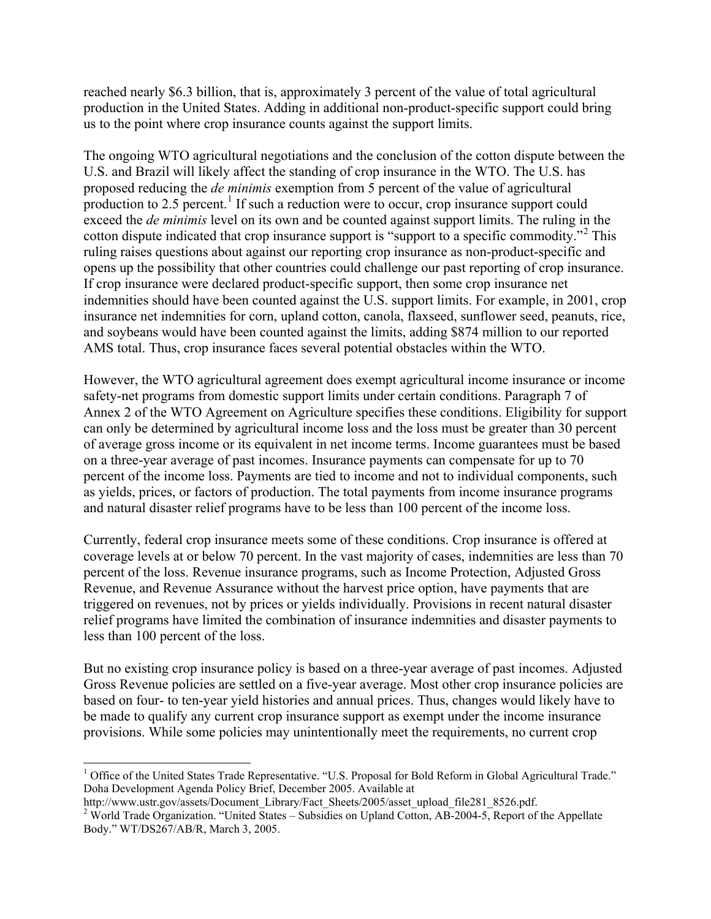reached nearly \$6.3 billion, that is, approximately 3 percent of the value of total agricultural production in the United States. Adding in additional non-product-specific support could bring us to the point where crop insurance counts against the support limits.

The ongoing WTO agricultural negotiations and the conclusion of the cotton dispute between the U.S. and Brazil will likely affect the standing of crop insurance in the WTO. The U.S. has proposed reducing the *de minimis* exemption from 5 percent of the value of agricultural production to 2.5 percent.[1] If such a reduction were to occur, crop insurance support could exceed the *de minimis* level on its own and be counted against support limits. The ruling in the cotton dispute indicated that crop insurance support is "support to a specific commodity."[2] This ruling raises questions about against our reporting crop insurance as non-product-specific and opens up the possibility that other countries could challenge our past reporting of crop insurance. If crop insurance were declared product-specific support, then some crop insurance net indemnities should have been counted against the U.S. support limits. For example, in 2001, crop insurance net indemnities for corn, upland cotton, canola, flaxseed, sunflower seed, peanuts, rice, and soybeans would have been counted against the limits, adding \$874 million to our reported AMS total. Thus, crop insurance faces several potential obstacles within the WTO.

However, the WTO agricultural agreement does exempt agricultural income insurance or income safety-net programs from domestic support limits under certain conditions. Paragraph 7 of Annex 2 of the WTO Agreement on Agriculture specifies these conditions. Eligibility for support can only be determined by agricultural income loss and the loss must be greater than 30 percent of average gross income or its equivalent in net income terms. Income guarantees must be based on a three-year average of past incomes. Insurance payments can compensate for up to 70 percent of the income loss. Payments are tied to income and not to individual components, such as yields, prices, or factors of production. The total payments from income insurance programs and natural disaster relief programs have to be less than 100 percent of the income loss.

Currently, federal crop insurance meets some of these conditions. Crop insurance is offered at coverage levels at or below 70 percent. In the vast majority of cases, indemnities are less than 70 percent of the loss. Revenue insurance programs, such as Income Protection, Adjusted Gross Revenue, and Revenue Assurance without the harvest price option, have payments that are triggered on revenues, not by prices or yields individually. Provisions in recent natural disaster relief programs have limited the combination of insurance indemnities and disaster payments to less than 100 percent of the loss.

But no existing crop insurance policy is based on a three-year average of past incomes. Adjusted Gross Revenue policies are settled on a five-year average. Most other crop insurance policies are based on four- to ten-year yield histories and annual prices. Thus, changes would likely have to be made to qualify any current crop insurance support as exempt under the income insurance provisions. While some policies may unintentionally meet the requirements, no current crop

---

[1] Office of the United States Trade Representative. "U.S. Proposal for Bold Reform in Global Agricultural Trade." Doha Development Agenda Policy Brief, December 2005. Available at http://www.ustr.gov/assets/Document_Library/Fact_Sheets/2005/asset_upload_file281_8526.pdf.

[2] World Trade Organization. "United States – Subsidies on Upland Cotton, AB-2004-5, Report of the Appellate Body." WT/DS267/AB/R, March 3, 2005.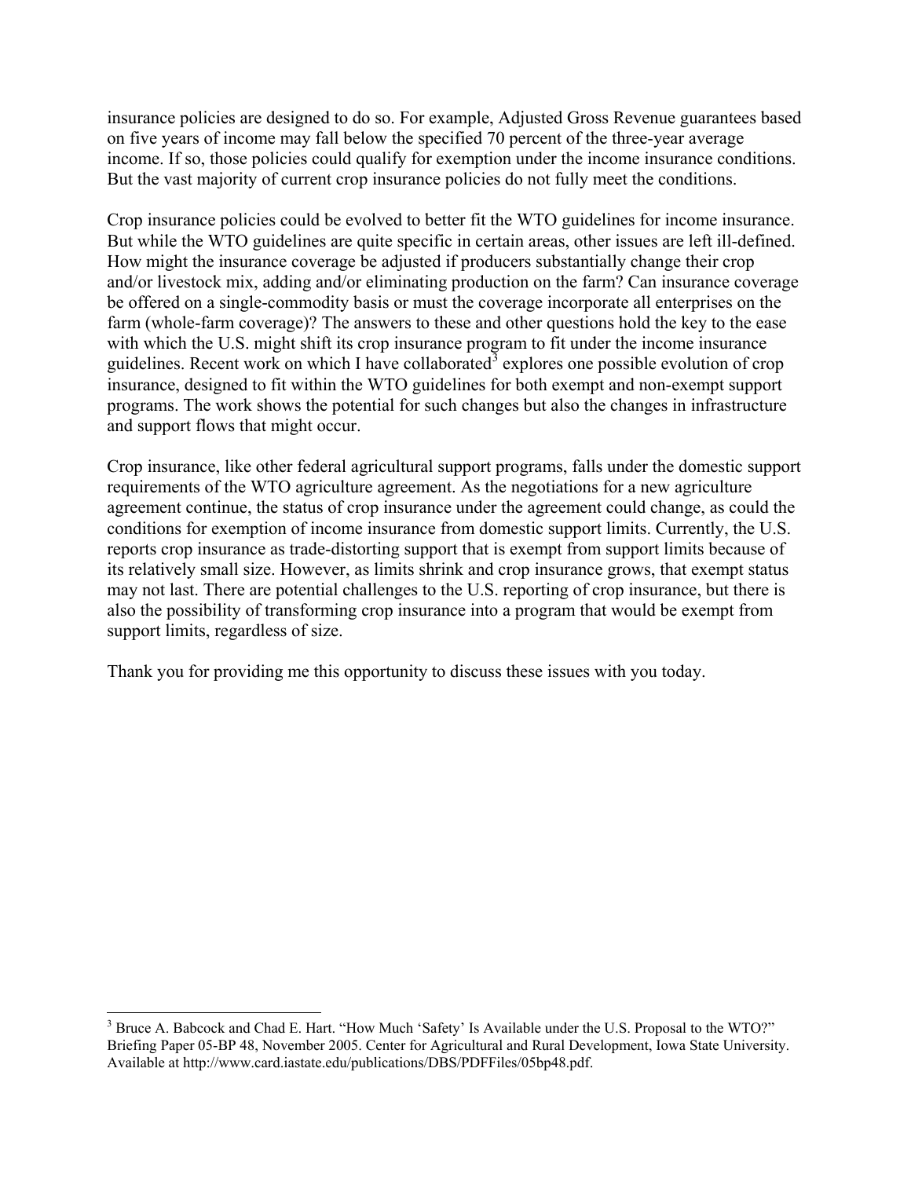insurance policies are designed to do so. For example, Adjusted Gross Revenue guarantees based on five years of income may fall below the specified 70 percent of the three-year average income. If so, those policies could qualify for exemption under the income insurance conditions. But the vast majority of current crop insurance policies do not fully meet the conditions.

Crop insurance policies could be evolved to better fit the WTO guidelines for income insurance. But while the WTO guidelines are quite specific in certain areas, other issues are left ill-defined. How might the insurance coverage be adjusted if producers substantially change their crop and/or livestock mix, adding and/or eliminating production on the farm? Can insurance coverage be offered on a single-commodity basis or must the coverage incorporate all enterprises on the farm (whole-farm coverage)? The answers to these and other questions hold the key to the ease with which the U.S. might shift its crop insurance program to fit under the income insurance guidelines. Recent work on which I have collaborated[3] explores one possible evolution of crop insurance, designed to fit within the WTO guidelines for both exempt and non-exempt support programs. The work shows the potential for such changes but also the changes in infrastructure and support flows that might occur.

Crop insurance, like other federal agricultural support programs, falls under the domestic support requirements of the WTO agriculture agreement. As the negotiations for a new agriculture agreement continue, the status of crop insurance under the agreement could change, as could the conditions for exemption of income insurance from domestic support limits. Currently, the U.S. reports crop insurance as trade-distorting support that is exempt from support limits because of its relatively small size. However, as limits shrink and crop insurance grows, that exempt status may not last. There are potential challenges to the U.S. reporting of crop insurance, but there is also the possibility of transforming crop insurance into a program that would be exempt from support limits, regardless of size.

Thank you for providing me this opportunity to discuss these issues with you today.

---

[3] Bruce A. Babcock and Chad E. Hart. "How Much 'Safety' Is Available under the U.S. Proposal to the WTO?" Briefing Paper 05-BP 48, November 2005. Center for Agricultural and Rural Development, Iowa State University. Available at http://www.card.iastate.edu/publications/DBS/PDFFiles/05bp48.pdf.